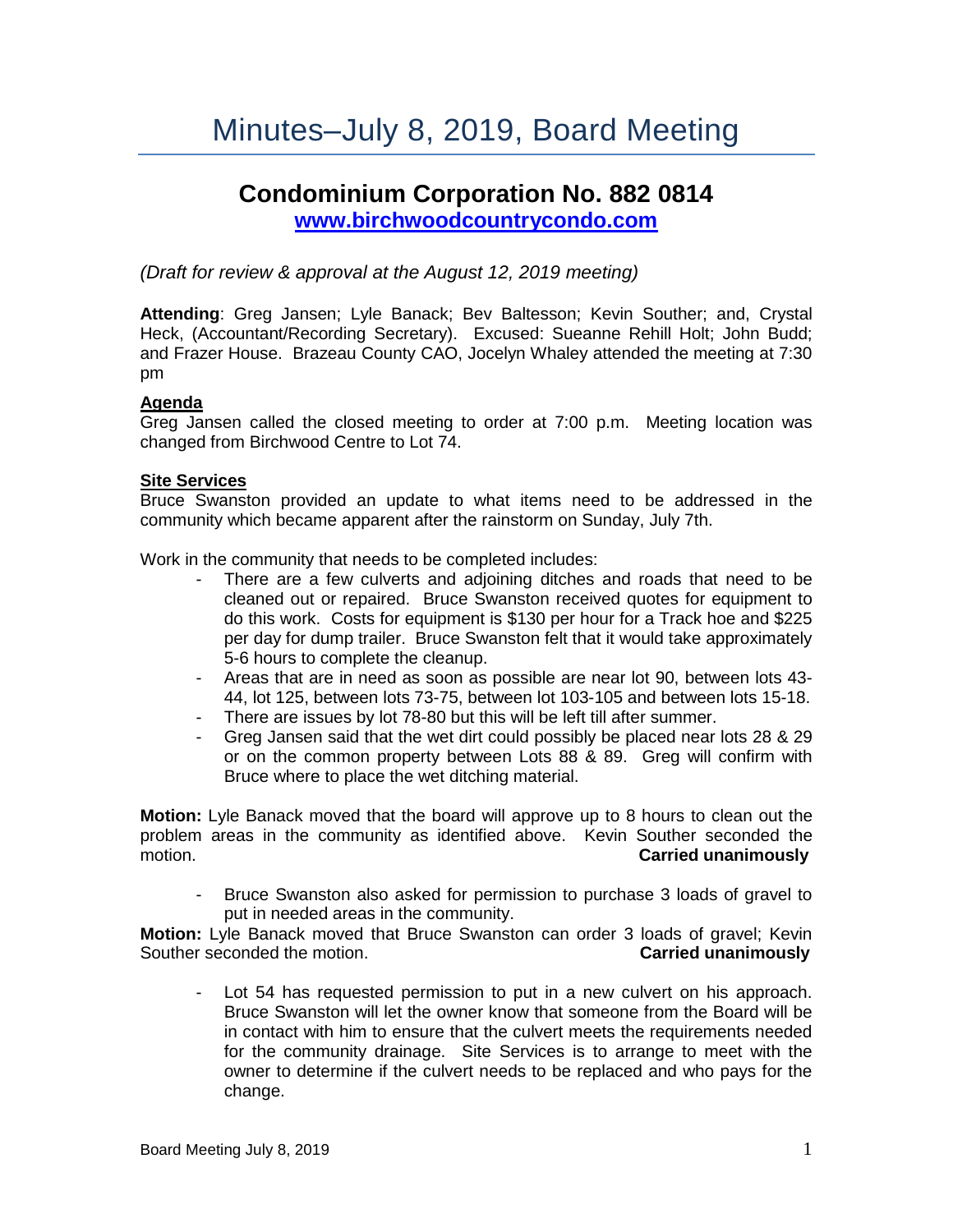# Minutes–July 8, 2019, Board Meeting

## Condominium Corporation No. 882 0814

**[www.birchwoodcountrycondo.com](http://www.birchwoodcountrycondo.com)**

*(Draft for review & approval at the August 12, 2019 meeting)*

**Attending**: Greg Jansen; Lyle Banack; Bev Baltesson; Kevin Souther; and, Crystal Heck, (Accountant/Recording Secretary). Excused: Sueanne Rehill Holt; John Budd; and Frazer House. Brazeau County CAO, Jocelyn Whaley attended the meeting at 7:30 pm

**Agenda**

Greg Jansen called the closed meeting to order at 7:00 p.m. Meeting location was changed from Birchwood Centre to Lot 74.

**Site Services**

Bruce Swanston provided an update to what items need to be addressed in the community which became apparent after the rainstorm on Sunday, July 7th.

Work in the community that needs to be completed includes:

- There are a few culverts and adjoining ditches and roads that need to be cleaned out or repaired. Bruce Swanston received quotes for equipment to do this work. Costs for equipment is $130 per hour for a Track hoe and $225 per day for dump trailer. Bruce Swanston felt that it would take approximately 5-6 hours to complete the cleanup.
- Areas that are in need as soon as possible are near lot 90, between lots 43-44, lot 125, between lots 73-75, between lot 103-105 and between lots 15-18.
- There are issues by lot 78-80 but this will be left till after summer.
- Greg Jansen said that the wet dirt could possibly be placed near lots 28 & 29 or on the common property between Lots 88 & 89. Greg will confirm with Bruce where to place the wet ditching material.

**Motion:** Lyle Banack moved that the board will approve up to 8 hours to clean out the problem areas in the community as identified above. Kevin Souther seconded the motion. **Carried unanimously**

- Bruce Swanston also asked for permission to purchase 3 loads of gravel to put in needed areas in the community.

**Motion:** Lyle Banack moved that Bruce Swanston can order 3 loads of gravel; Kevin Souther seconded the motion. **Carried unanimously**

- Lot 54 has requested permission to put in a new culvert on his approach. Bruce Swanston will let the owner know that someone from the Board will be in contact with him to ensure that the culvert meets the requirements needed for the community drainage. Site Services is to arrange to meet with the owner to determine if the culvert needs to be replaced and who pays for the change.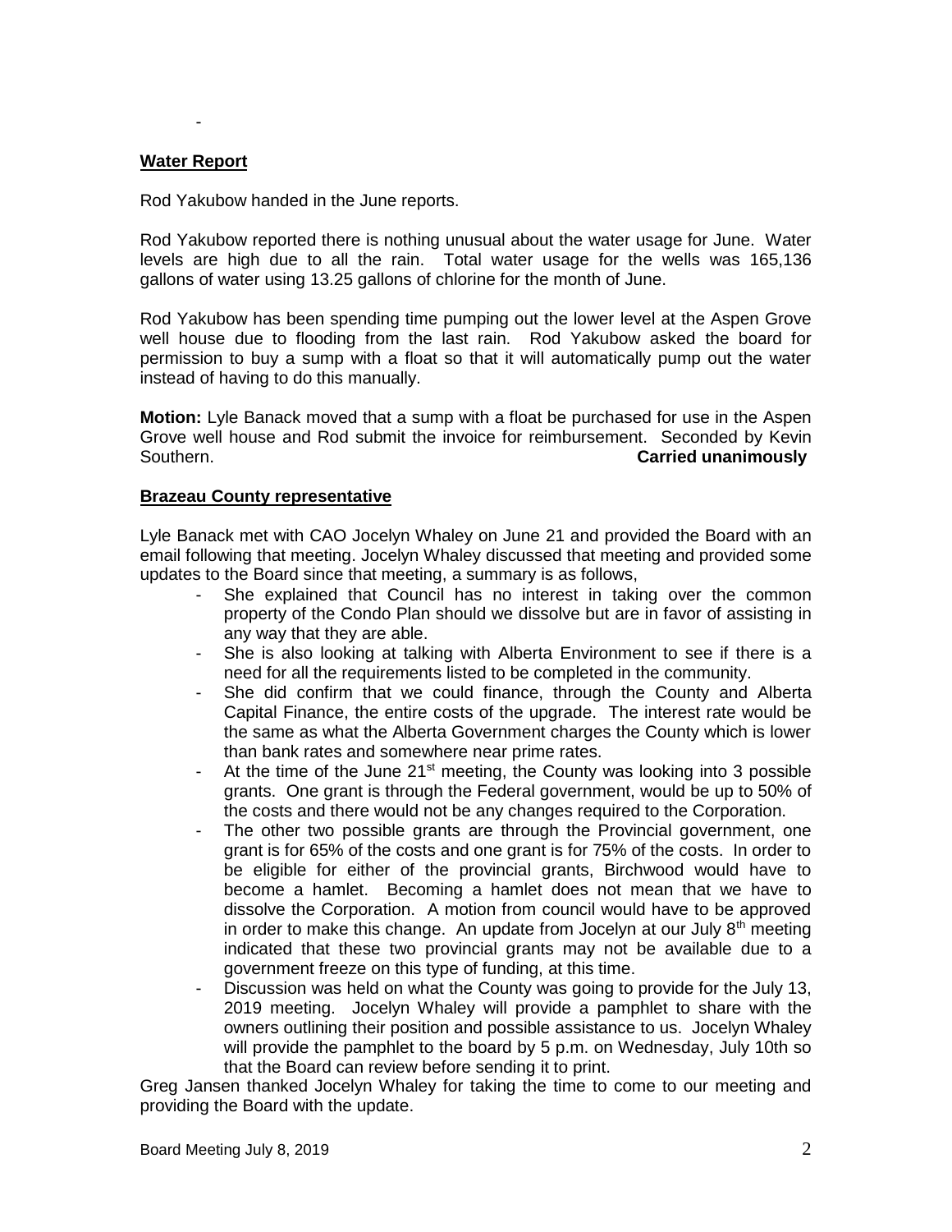-

## Water Report

Rod Yakubow handed in the June reports.

Rod Yakubow reported there is nothing unusual about the water usage for June. Water levels are high due to all the rain. Total water usage for the wells was 165,136 gallons of water using 13.25 gallons of chlorine for the month of June.

Rod Yakubow has been spending time pumping out the lower level at the Aspen Grove well house due to flooding from the last rain. Rod Yakubow asked the board for permission to buy a sump with a float so that it will automatically pump out the water instead of having to do this manually.

**Motion:** Lyle Banack moved that a sump with a float be purchased for use in the Aspen Grove well house and Rod submit the invoice for reimbursement. Seconded by Kevin Southern. **Carried unanimously**

## Brazeau County representative

Lyle Banack met with CAO Jocelyn Whaley on June 21 and provided the Board with an email following that meeting. Jocelyn Whaley discussed that meeting and provided some updates to the Board since that meeting, a summary is as follows,

- She explained that Council has no interest in taking over the common property of the Condo Plan should we dissolve but are in favor of assisting in any way that they are able.
- She is also looking at talking with Alberta Environment to see if there is a need for all the requirements listed to be completed in the community.
- She did confirm that we could finance, through the County and Alberta Capital Finance, the entire costs of the upgrade. The interest rate would be the same as what the Alberta Government charges the County which is lower than bank rates and somewhere near prime rates.
- At the time of the June 21st meeting, the County was looking into 3 possible grants. One grant is through the Federal government, would be up to 50% of the costs and there would not be any changes required to the Corporation.
- The other two possible grants are through the Provincial government, one grant is for 65% of the costs and one grant is for 75% of the costs. In order to be eligible for either of the provincial grants, Birchwood would have to become a hamlet. Becoming a hamlet does not mean that we have to dissolve the Corporation. A motion from council would have to be approved in order to make this change. An update from Jocelyn at our July 8th meeting indicated that these two provincial grants may not be available due to a government freeze on this type of funding, at this time.
- Discussion was held on what the County was going to provide for the July 13, 2019 meeting. Jocelyn Whaley will provide a pamphlet to share with the owners outlining their position and possible assistance to us. Jocelyn Whaley will provide the pamphlet to the board by 5 p.m. on Wednesday, July 10th so that the Board can review before sending it to print.

Greg Jansen thanked Jocelyn Whaley for taking the time to come to our meeting and providing the Board with the update.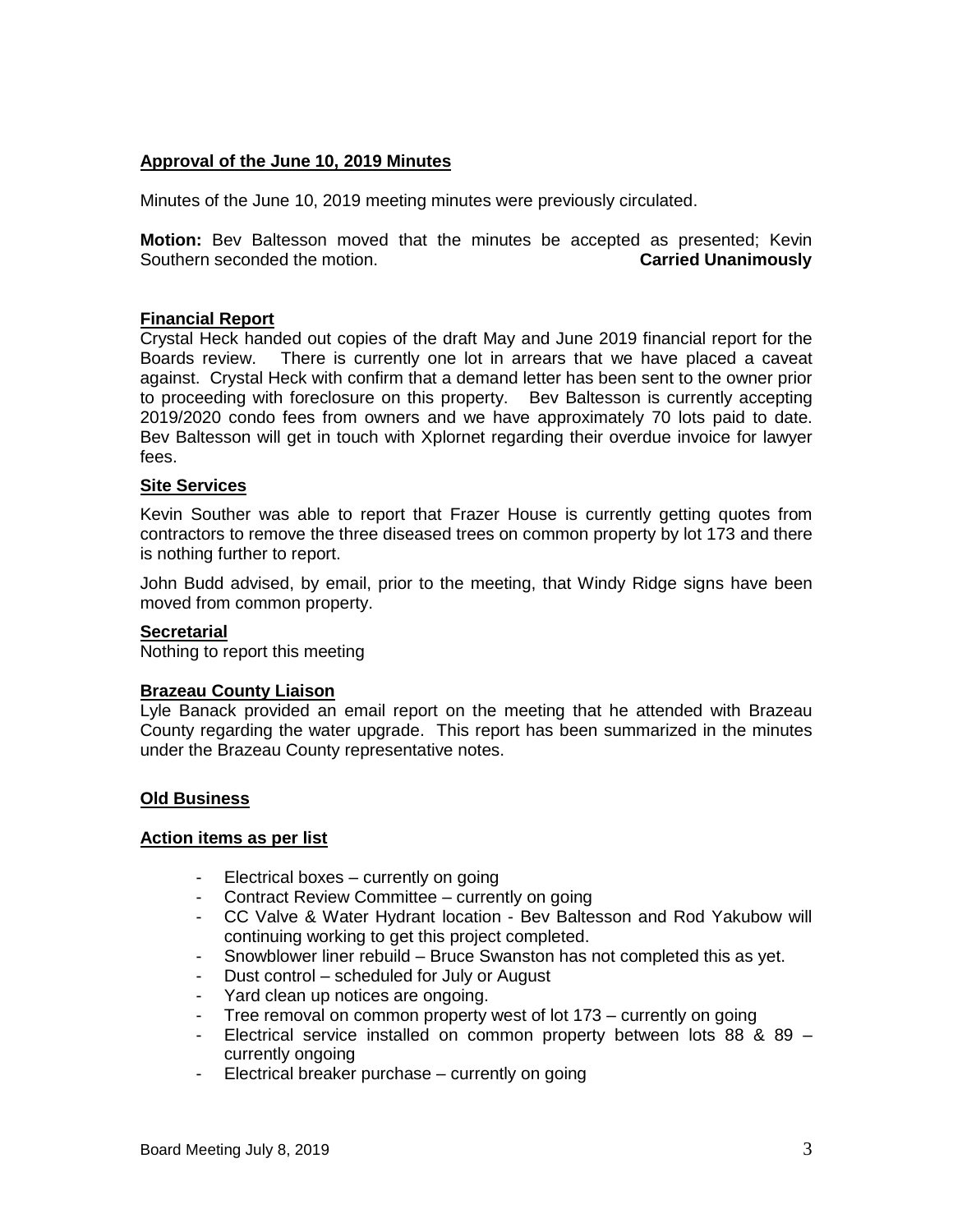## Approval of the June 10, 2019 Minutes

Minutes of the June 10, 2019 meeting minutes were previously circulated.

**Motion:** Bev Baltesson moved that the minutes be accepted as presented; Kevin Southern seconded the motion. **Carried Unanimously**

## Financial Report

Crystal Heck handed out copies of the draft May and June 2019 financial report for the Boards review. There is currently one lot in arrears that we have placed a caveat against. Crystal Heck with confirm that a demand letter has been sent to the owner prior to proceeding with foreclosure on this property. Bev Baltesson is currently accepting 2019/2020 condo fees from owners and we have approximately 70 lots paid to date. Bev Baltesson will get in touch with Xplornet regarding their overdue invoice for lawyer fees.

## Site Services

Kevin Souther was able to report that Frazer House is currently getting quotes from contractors to remove the three diseased trees on common property by lot 173 and there is nothing further to report.

John Budd advised, by email, prior to the meeting, that Windy Ridge signs have been moved from common property.

## Secretarial

Nothing to report this meeting

## Brazeau County Liaison

Lyle Banack provided an email report on the meeting that he attended with Brazeau County regarding the water upgrade. This report has been summarized in the minutes under the Brazeau County representative notes.

## Old Business

## Action items as per list

- Electrical boxes – currently on going
- Contract Review Committee – currently on going
- CC Valve & Water Hydrant location - Bev Baltesson and Rod Yakubow will continuing working to get this project completed.
- Snowblower liner rebuild – Bruce Swanston has not completed this as yet.
- Dust control – scheduled for July or August
- Yard clean up notices are ongoing.
- Tree removal on common property west of lot 173 – currently on going
- Electrical service installed on common property between lots 88 & 89 – currently ongoing
- Electrical breaker purchase – currently on going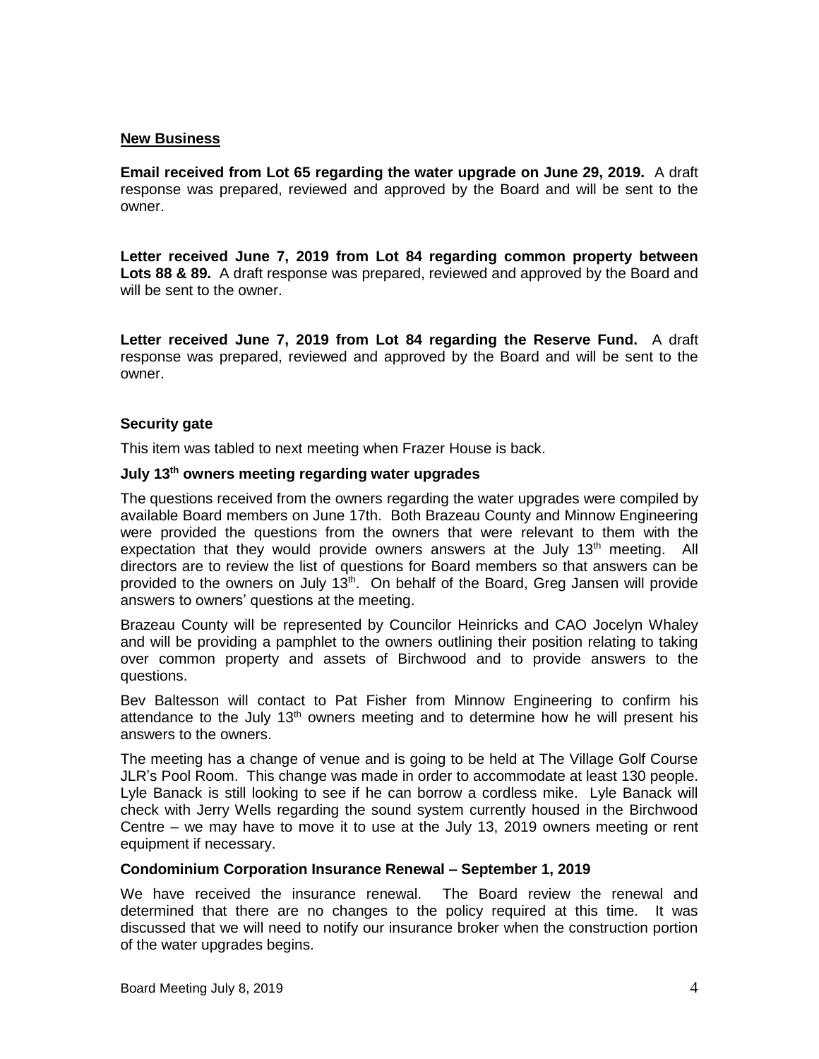## New Business

**Email received from Lot 65 regarding the water upgrade on June 29, 2019.** A draft response was prepared, reviewed and approved by the Board and will be sent to the owner.

**Letter received June 7, 2019 from Lot 84 regarding common property between Lots 88 & 89.** A draft response was prepared, reviewed and approved by the Board and will be sent to the owner.

**Letter received June 7, 2019 from Lot 84 regarding the Reserve Fund.** A draft response was prepared, reviewed and approved by the Board and will be sent to the owner.

### Security gate

This item was tabled to next meeting when Frazer House is back.

### July 13th owners meeting regarding water upgrades

The questions received from the owners regarding the water upgrades were compiled by available Board members on June 17th. Both Brazeau County and Minnow Engineering were provided the questions from the owners that were relevant to them with the expectation that they would provide owners answers at the July 13th meeting. All directors are to review the list of questions for Board members so that answers can be provided to the owners on July 13th. On behalf of the Board, Greg Jansen will provide answers to owners' questions at the meeting.

Brazeau County will be represented by Councilor Heinricks and CAO Jocelyn Whaley and will be providing a pamphlet to the owners outlining their position relating to taking over common property and assets of Birchwood and to provide answers to the questions.

Bev Baltesson will contact to Pat Fisher from Minnow Engineering to confirm his attendance to the July 13th owners meeting and to determine how he will present his answers to the owners.

The meeting has a change of venue and is going to be held at The Village Golf Course JLR's Pool Room. This change was made in order to accommodate at least 130 people. Lyle Banack is still looking to see if he can borrow a cordless mike. Lyle Banack will check with Jerry Wells regarding the sound system currently housed in the Birchwood Centre – we may have to move it to use at the July 13, 2019 owners meeting or rent equipment if necessary.

### Condominium Corporation Insurance Renewal – September 1, 2019

We have received the insurance renewal. The Board review the renewal and determined that there are no changes to the policy required at this time. It was discussed that we will need to notify our insurance broker when the construction portion of the water upgrades begins.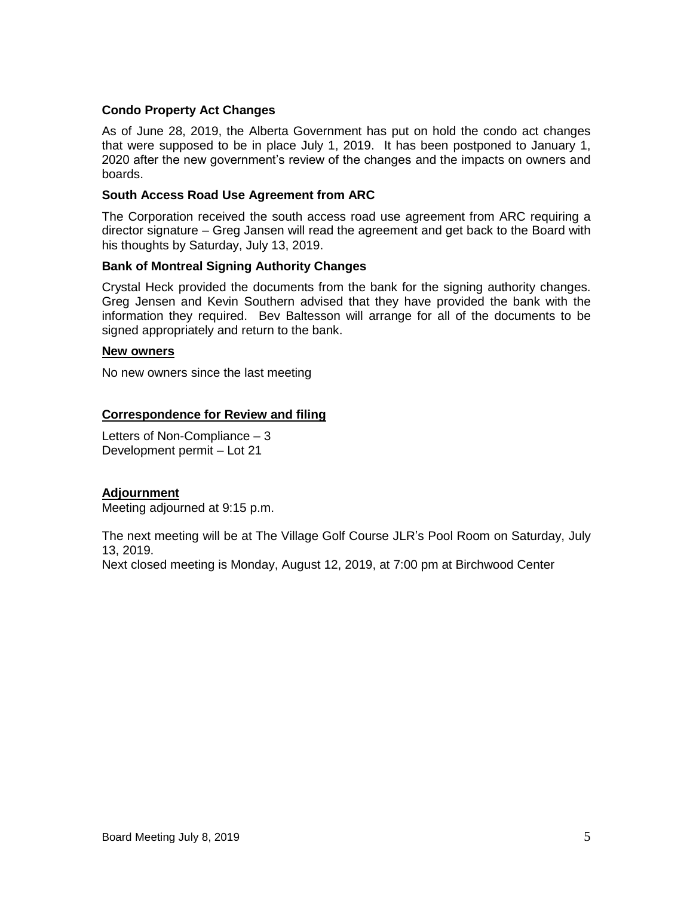**Condo Property Act Changes**

As of June 28, 2019, the Alberta Government has put on hold the condo act changes that were supposed to be in place July 1, 2019. It has been postponed to January 1, 2020 after the new government's review of the changes and the impacts on owners and boards.

**South Access Road Use Agreement from ARC**

The Corporation received the south access road use agreement from ARC requiring a director signature – Greg Jansen will read the agreement and get back to the Board with his thoughts by Saturday, July 13, 2019.

**Bank of Montreal Signing Authority Changes**

Crystal Heck provided the documents from the bank for the signing authority changes. Greg Jensen and Kevin Southern advised that they have provided the bank with the information they required. Bev Baltesson will arrange for all of the documents to be signed appropriately and return to the bank.

**New owners**

No new owners since the last meeting

**Correspondence for Review and filing**

Letters of Non-Compliance – 3
Development permit – Lot 21

**Adjournment**

Meeting adjourned at 9:15 p.m.

The next meeting will be at The Village Golf Course JLR's Pool Room on Saturday, July 13, 2019.
Next closed meeting is Monday, August 12, 2019, at 7:00 pm at Birchwood Center